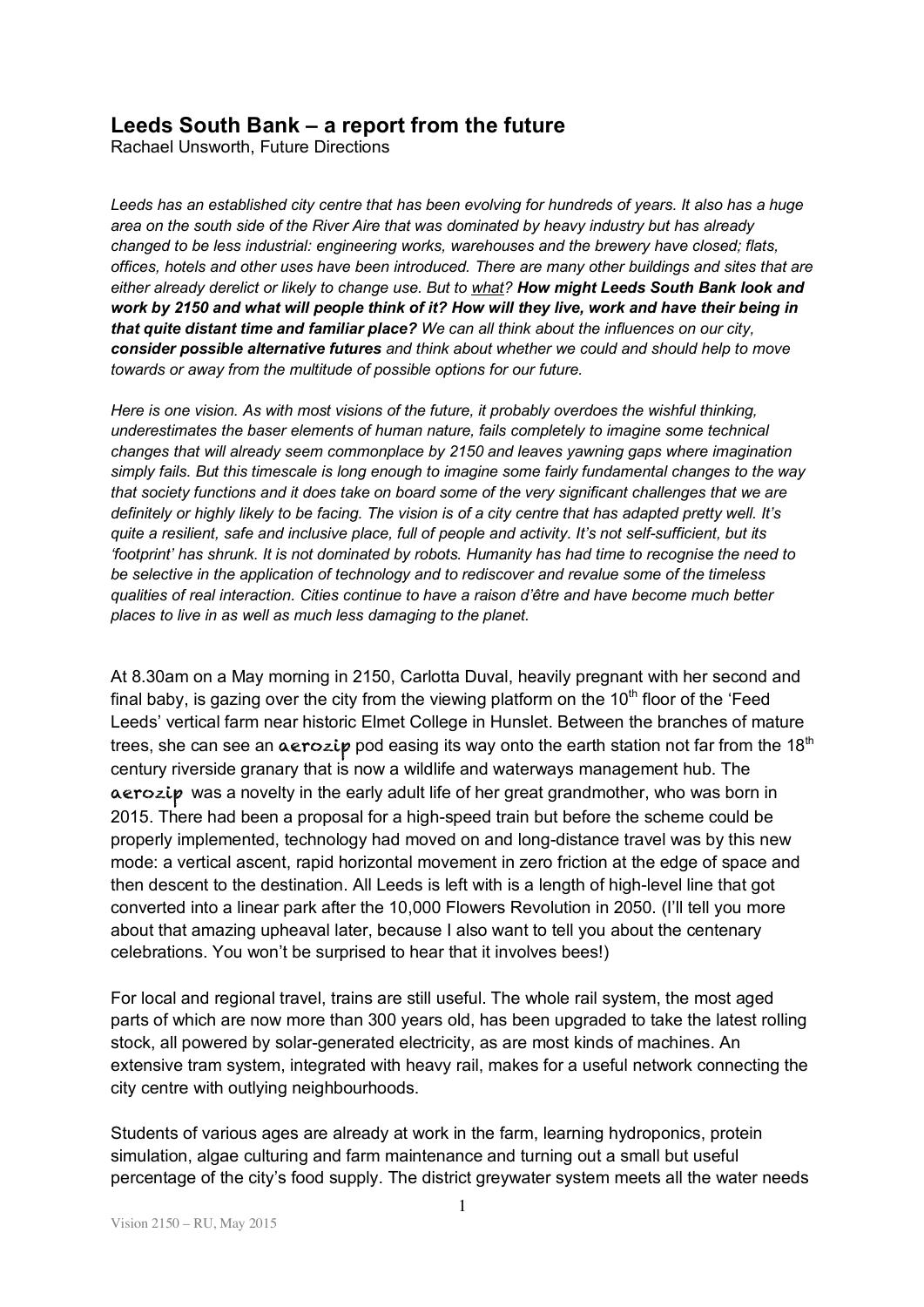# Leeds South Bank – a report from the future

Rachael Unsworth, Future Directions

*Leeds has an established city centre that has been evolving for hundreds of years. It also has a huge area on the south side of the River Aire that was dominated by heavy industry but has already changed to be less industrial: engineering works, warehouses and the brewery have closed; flats, offices, hotels and other uses have been introduced. There are many other buildings and sites that are either already derelict or likely to change use. But to <u>what</u>? **How might Leeds South Bank look and work by 2150 and what will people think of it? How will they live, work and have their being in that quite distant time and familiar place?** We can all think about the influences on our city, **consider possible alternative futures** and think about whether we could and should help to move towards or away from the multitude of possible options for our future.*

*Here is one vision. As with most visions of the future, it probably overdoes the wishful thinking, underestimates the baser elements of human nature, fails completely to imagine some technical changes that will already seem commonplace by 2150 and leaves yawning gaps where imagination simply fails. But this timescale is long enough to imagine some fairly fundamental changes to the way that society functions and it does take on board some of the very significant challenges that we are definitely or highly likely to be facing. The vision is of a city centre that has adapted pretty well. It's quite a resilient, safe and inclusive place, full of people and activity. It's not self-sufficient, but its 'footprint' has shrunk. It is not dominated by robots. Humanity has had time to recognise the need to be selective in the application of technology and to rediscover and revalue some of the timeless qualities of real interaction. Cities continue to have a raison d'être and have become much better places to live in as well as much less damaging to the planet.*

At 8.30am on a May morning in 2150, Carlotta Duval, heavily pregnant with her second and final baby, is gazing over the city from the viewing platform on the 10th floor of the 'Feed Leeds' vertical farm near historic Elmet College in Hunslet. Between the branches of mature trees, she can see an aerozip pod easing its way onto the earth station not far from the 18th century riverside granary that is now a wildlife and waterways management hub. The aerozip was a novelty in the early adult life of her great grandmother, who was born in 2015. There had been a proposal for a high-speed train but before the scheme could be properly implemented, technology had moved on and long-distance travel was by this new mode: a vertical ascent, rapid horizontal movement in zero friction at the edge of space and then descent to the destination. All Leeds is left with is a length of high-level line that got converted into a linear park after the 10,000 Flowers Revolution in 2050. (I'll tell you more about that amazing upheaval later, because I also want to tell you about the centenary celebrations. You won't be surprised to hear that it involves bees!)

For local and regional travel, trains are still useful. The whole rail system, the most aged parts of which are now more than 300 years old, has been upgraded to take the latest rolling stock, all powered by solar-generated electricity, as are most kinds of machines. An extensive tram system, integrated with heavy rail, makes for a useful network connecting the city centre with outlying neighbourhoods.

Students of various ages are already at work in the farm, learning hydroponics, protein simulation, algae culturing and farm maintenance and turning out a small but useful percentage of the city's food supply. The district greywater system meets all the water needs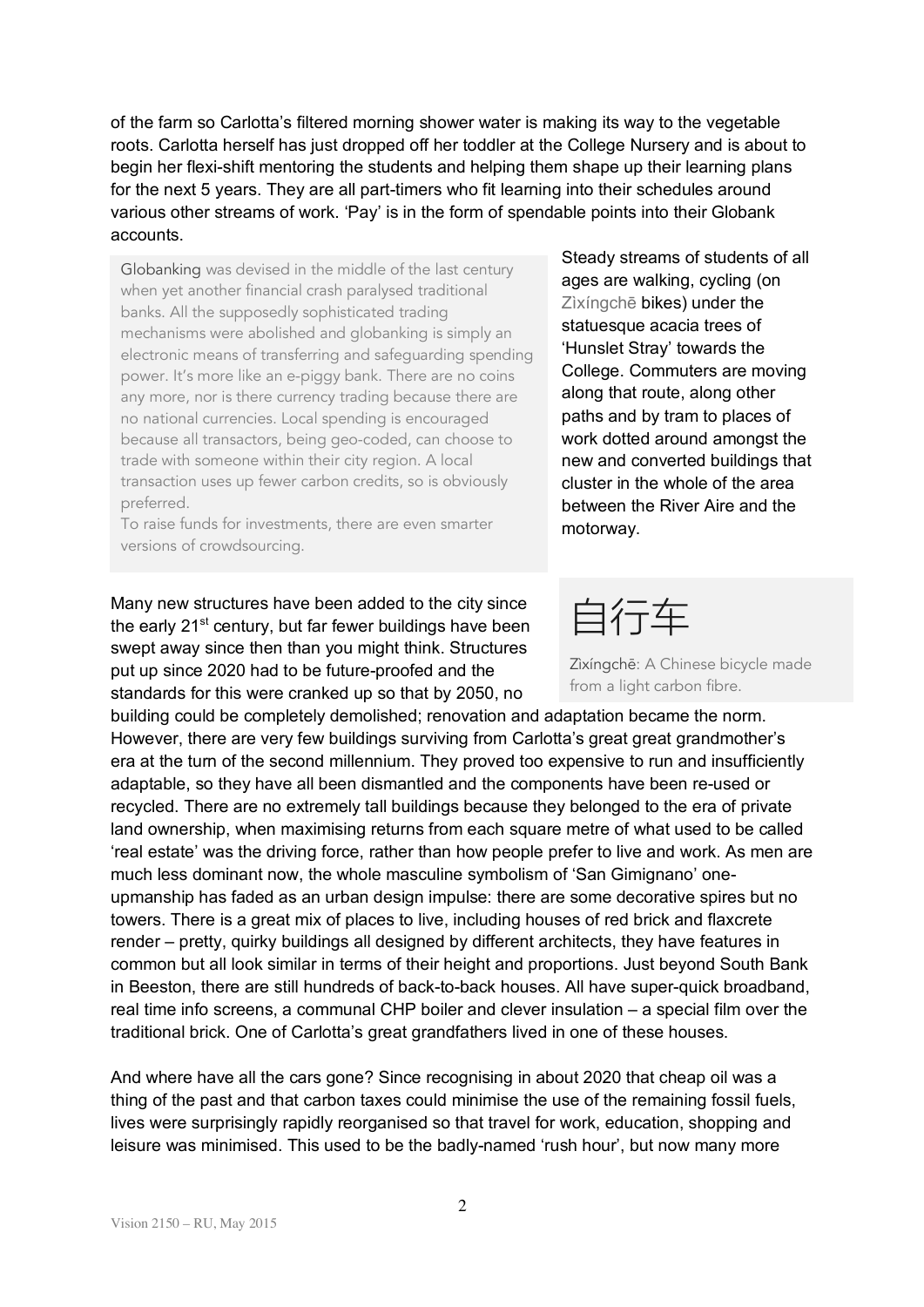of the farm so Carlotta's filtered morning shower water is making its way to the vegetable roots. Carlotta herself has just dropped off her toddler at the College Nursery and is about to begin her flexi-shift mentoring the students and helping them shape up their learning plans for the next 5 years. They are all part-timers who fit learning into their schedules around various other streams of work. 'Pay' is in the form of spendable points into their Globank accounts.

> Globanking was devised in the middle of the last century when yet another financial crash paralysed traditional banks. All the supposedly sophisticated trading mechanisms were abolished and globanking is simply an electronic means of transferring and safeguarding spending power. It's more like an e-piggy bank. There are no coins any more, nor is there currency trading because there are no national currencies. Local spending is encouraged because all transactors, being geo-coded, can choose to trade with someone within their city region. A local transaction uses up fewer carbon credits, so is obviously preferred.
>
> To raise funds for investments, there are even smarter versions of crowdsourcing.

Steady streams of students of all ages are walking, cycling (on Zìxíngchē bikes) under the statuesque acacia trees of 'Hunslet Stray' towards the College. Commuters are moving along that route, along other paths and by tram to places of work dotted around amongst the new and converted buildings that cluster in the whole of the area between the River Aire and the motorway.

> 自行车
>
> Zìxíngchē: A Chinese bicycle made from a light carbon fibre.

Many new structures have been added to the city since the early 21st century, but far fewer buildings have been swept away since then than you might think. Structures put up since 2020 had to be future-proofed and the standards for this were cranked up so that by 2050, no building could be completely demolished; renovation and adaptation became the norm. However, there are very few buildings surviving from Carlotta's great great grandmother's era at the turn of the second millennium. They proved too expensive to run and insufficiently adaptable, so they have all been dismantled and the components have been re-used or recycled. There are no extremely tall buildings because they belonged to the era of private land ownership, when maximising returns from each square metre of what used to be called 'real estate' was the driving force, rather than how people prefer to live and work. As men are much less dominant now, the whole masculine symbolism of 'San Gimignano' one-upmanship has faded as an urban design impulse: there are some decorative spires but no towers. There is a great mix of places to live, including houses of red brick and flaxcrete render – pretty, quirky buildings all designed by different architects, they have features in common but all look similar in terms of their height and proportions. Just beyond South Bank in Beeston, there are still hundreds of back-to-back houses. All have super-quick broadband, real time info screens, a communal CHP boiler and clever insulation – a special film over the traditional brick. One of Carlotta's great grandfathers lived in one of these houses.

And where have all the cars gone? Since recognising in about 2020 that cheap oil was a thing of the past and that carbon taxes could minimise the use of the remaining fossil fuels, lives were surprisingly rapidly reorganised so that travel for work, education, shopping and leisure was minimised. This used to be the badly-named 'rush hour', but now many more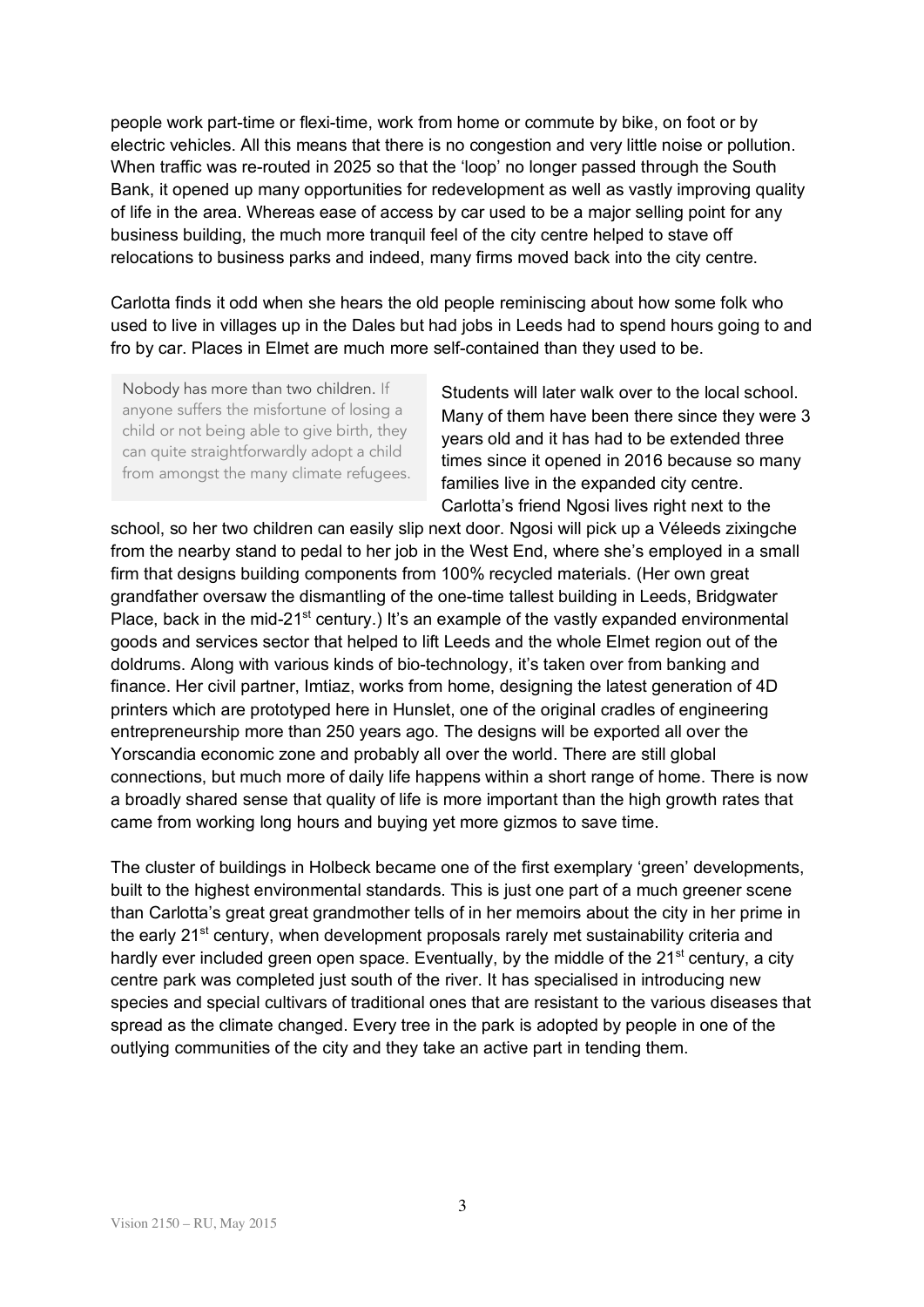people work part-time or flexi-time, work from home or commute by bike, on foot or by electric vehicles. All this means that there is no congestion and very little noise or pollution. When traffic was re-routed in 2025 so that the 'loop' no longer passed through the South Bank, it opened up many opportunities for redevelopment as well as vastly improving quality of life in the area. Whereas ease of access by car used to be a major selling point for any business building, the much more tranquil feel of the city centre helped to stave off relocations to business parks and indeed, many firms moved back into the city centre.

Carlotta finds it odd when she hears the old people reminiscing about how some folk who used to live in villages up in the Dales but had jobs in Leeds had to spend hours going to and fro by car. Places in Elmet are much more self-contained than they used to be.

> Nobody has more than two children. If anyone suffers the misfortune of losing a child or not being able to give birth, they can quite straightforwardly adopt a child from amongst the many climate refugees.

Students will later walk over to the local school. Many of them have been there since they were 3 years old and it has had to be extended three times since it opened in 2016 because so many families live in the expanded city centre. Carlotta's friend Ngosi lives right next to the school, so her two children can easily slip next door. Ngosi will pick up a Véleeds zixingche from the nearby stand to pedal to her job in the West End, where she's employed in a small firm that designs building components from 100% recycled materials. (Her own great grandfather oversaw the dismantling of the one-time tallest building in Leeds, Bridgwater Place, back in the mid-21st century.) It's an example of the vastly expanded environmental goods and services sector that helped to lift Leeds and the whole Elmet region out of the doldrums. Along with various kinds of bio-technology, it's taken over from banking and finance. Her civil partner, Imtiaz, works from home, designing the latest generation of 4D printers which are prototyped here in Hunslet, one of the original cradles of engineering entrepreneurship more than 250 years ago. The designs will be exported all over the Yorscandia economic zone and probably all over the world. There are still global connections, but much more of daily life happens within a short range of home. There is now a broadly shared sense that quality of life is more important than the high growth rates that came from working long hours and buying yet more gizmos to save time.

The cluster of buildings in Holbeck became one of the first exemplary 'green' developments, built to the highest environmental standards. This is just one part of a much greener scene than Carlotta's great great grandmother tells of in her memoirs about the city in her prime in the early 21st century, when development proposals rarely met sustainability criteria and hardly ever included green open space. Eventually, by the middle of the 21st century, a city centre park was completed just south of the river. It has specialised in introducing new species and special cultivars of traditional ones that are resistant to the various diseases that spread as the climate changed. Every tree in the park is adopted by people in one of the outlying communities of the city and they take an active part in tending them.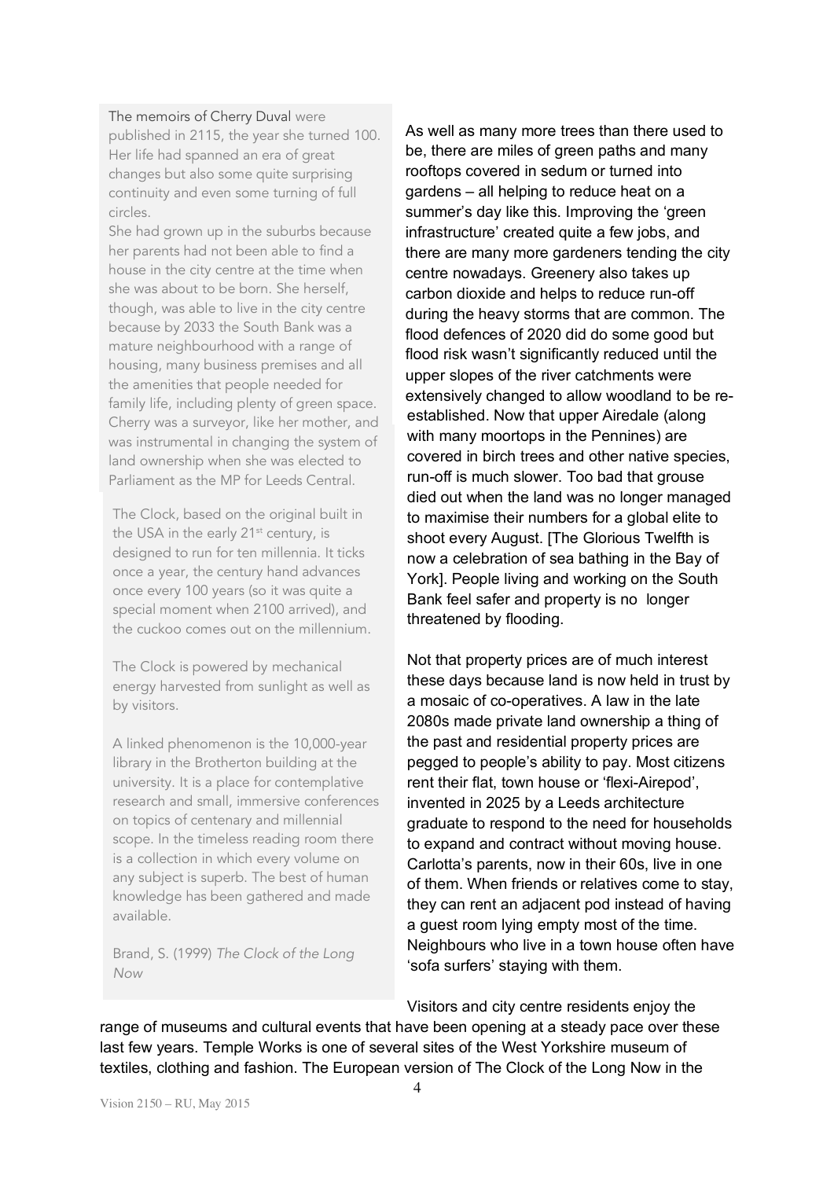The memoirs of Cherry Duval were published in 2115, the year she turned 100. Her life had spanned an era of great changes but also some quite surprising continuity and even some turning of full circles.

She had grown up in the suburbs because her parents had not been able to find a house in the city centre at the time when she was about to be born. She herself, though, was able to live in the city centre because by 2033 the South Bank was a mature neighbourhood with a range of housing, many business premises and all the amenities that people needed for family life, including plenty of green space. Cherry was a surveyor, like her mother, and was instrumental in changing the system of land ownership when she was elected to Parliament as the MP for Leeds Central.

The Clock, based on the original built in the USA in the early 21st century, is designed to run for ten millennia. It ticks once a year, the century hand advances once every 100 years (so it was quite a special moment when 2100 arrived), and the cuckoo comes out on the millennium.

The Clock is powered by mechanical energy harvested from sunlight as well as by visitors.

A linked phenomenon is the 10,000-year library in the Brotherton building at the university. It is a place for contemplative research and small, immersive conferences on topics of centenary and millennial scope. In the timeless reading room there is a collection in which every volume on any subject is superb. The best of human knowledge has been gathered and made available.

Brand, S. (1999) *The Clock of the Long Now*

As well as many more trees than there used to be, there are miles of green paths and many rooftops covered in sedum or turned into gardens – all helping to reduce heat on a summer's day like this. Improving the 'green infrastructure' created quite a few jobs, and there are many more gardeners tending the city centre nowadays. Greenery also takes up carbon dioxide and helps to reduce run-off during the heavy storms that are common. The flood defences of 2020 did do some good but flood risk wasn't significantly reduced until the upper slopes of the river catchments were extensively changed to allow woodland to be re-established. Now that upper Airedale (along with many moortops in the Pennines) are covered in birch trees and other native species, run-off is much slower. Too bad that grouse died out when the land was no longer managed to maximise their numbers for a global elite to shoot every August. [The Glorious Twelfth is now a celebration of sea bathing in the Bay of York]. People living and working on the South Bank feel safer and property is no longer threatened by flooding.

Not that property prices are of much interest these days because land is now held in trust by a mosaic of co-operatives. A law in the late 2080s made private land ownership a thing of the past and residential property prices are pegged to people's ability to pay. Most citizens rent their flat, town house or 'flexi-Airepod', invented in 2025 by a Leeds architecture graduate to respond to the need for households to expand and contract without moving house. Carlotta's parents, now in their 60s, live in one of them. When friends or relatives come to stay, they can rent an adjacent pod instead of having a guest room lying empty most of the time. Neighbours who live in a town house often have 'sofa surfers' staying with them.

Visitors and city centre residents enjoy the range of museums and cultural events that have been opening at a steady pace over these last few years. Temple Works is one of several sites of the West Yorkshire museum of textiles, clothing and fashion. The European version of The Clock of the Long Now in the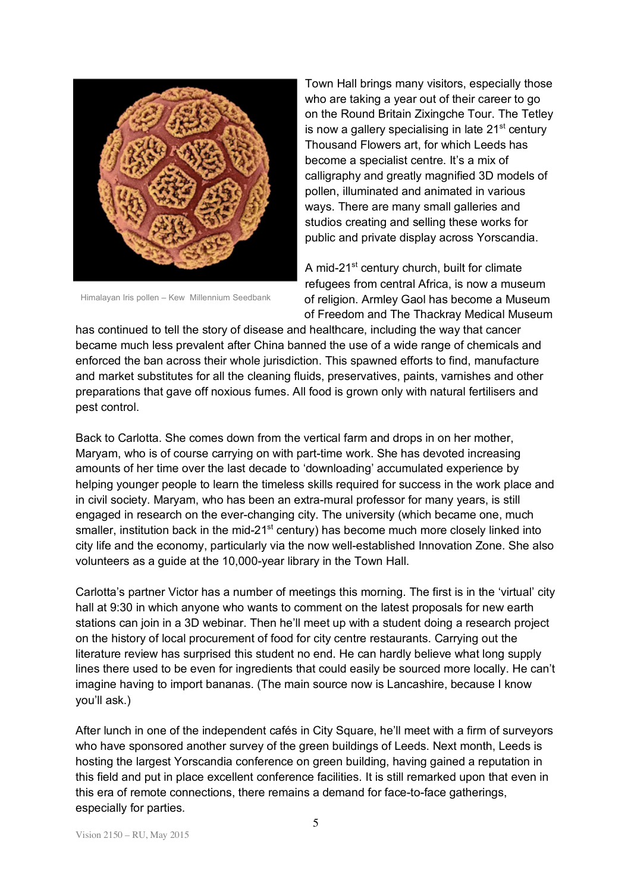Himalayan Iris pollen – Kew Millennium Seedbank

Town Hall brings many visitors, especially those who are taking a year out of their career to go on the Round Britain Zixingche Tour. The Tetley is now a gallery specialising in late 21st century Thousand Flowers art, for which Leeds has become a specialist centre. It's a mix of calligraphy and greatly magnified 3D models of pollen, illuminated and animated in various ways. There are many small galleries and studios creating and selling these works for public and private display across Yorscandia.

A mid-21st century church, built for climate refugees from central Africa, is now a museum of religion. Armley Gaol has become a Museum of Freedom and The Thackray Medical Museum has continued to tell the story of disease and healthcare, including the way that cancer became much less prevalent after China banned the use of a wide range of chemicals and enforced the ban across their whole jurisdiction. This spawned efforts to find, manufacture and market substitutes for all the cleaning fluids, preservatives, paints, varnishes and other preparations that gave off noxious fumes. All food is grown only with natural fertilisers and pest control.

Back to Carlotta. She comes down from the vertical farm and drops in on her mother, Maryam, who is of course carrying on with part-time work. She has devoted increasing amounts of her time over the last decade to 'downloading' accumulated experience by helping younger people to learn the timeless skills required for success in the work place and in civil society. Maryam, who has been an extra-mural professor for many years, is still engaged in research on the ever-changing city. The university (which became one, much smaller, institution back in the mid-21st century) has become much more closely linked into city life and the economy, particularly via the now well-established Innovation Zone. She also volunteers as a guide at the 10,000-year library in the Town Hall.

Carlotta's partner Victor has a number of meetings this morning. The first is in the 'virtual' city hall at 9:30 in which anyone who wants to comment on the latest proposals for new earth stations can join in a 3D webinar. Then he'll meet up with a student doing a research project on the history of local procurement of food for city centre restaurants. Carrying out the literature review has surprised this student no end. He can hardly believe what long supply lines there used to be even for ingredients that could easily be sourced more locally. He can't imagine having to import bananas. (The main source now is Lancashire, because I know you'll ask.)

After lunch in one of the independent cafés in City Square, he'll meet with a firm of surveyors who have sponsored another survey of the green buildings of Leeds. Next month, Leeds is hosting the largest Yorscandia conference on green building, having gained a reputation in this field and put in place excellent conference facilities. It is still remarked upon that even in this era of remote connections, there remains a demand for face-to-face gatherings, especially for parties.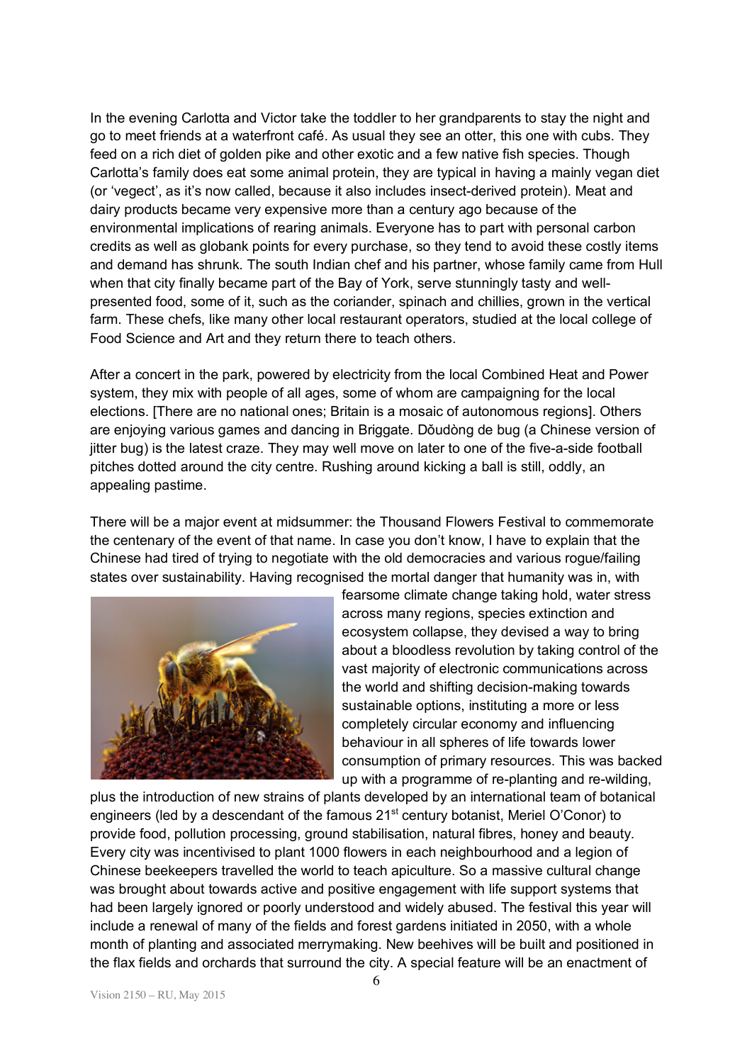In the evening Carlotta and Victor take the toddler to her grandparents to stay the night and go to meet friends at a waterfront café. As usual they see an otter, this one with cubs. They feed on a rich diet of golden pike and other exotic and a few native fish species. Though Carlotta's family does eat some animal protein, they are typical in having a mainly vegan diet (or 'vegect', as it's now called, because it also includes insect-derived protein). Meat and dairy products became very expensive more than a century ago because of the environmental implications of rearing animals. Everyone has to part with personal carbon credits as well as globank points for every purchase, so they tend to avoid these costly items and demand has shrunk. The south Indian chef and his partner, whose family came from Hull when that city finally became part of the Bay of York, serve stunningly tasty and well-presented food, some of it, such as the coriander, spinach and chillies, grown in the vertical farm. These chefs, like many other local restaurant operators, studied at the local college of Food Science and Art and they return there to teach others.

After a concert in the park, powered by electricity from the local Combined Heat and Power system, they mix with people of all ages, some of whom are campaigning for the local elections. [There are no national ones; Britain is a mosaic of autonomous regions]. Others are enjoying various games and dancing in Briggate. Dǒudòng de bug (a Chinese version of jitter bug) is the latest craze. They may well move on later to one of the five-a-side football pitches dotted around the city centre. Rushing around kicking a ball is still, oddly, an appealing pastime.

There will be a major event at midsummer: the Thousand Flowers Festival to commemorate the centenary of the event of that name. In case you don't know, I have to explain that the Chinese had tired of trying to negotiate with the old democracies and various rogue/failing states over sustainability. Having recognised the mortal danger that humanity was in, with fearsome climate change taking hold, water stress across many regions, species extinction and ecosystem collapse, they devised a way to bring about a bloodless revolution by taking control of the vast majority of electronic communications across the world and shifting decision-making towards sustainable options, instituting a more or less completely circular economy and influencing behaviour in all spheres of life towards lower consumption of primary resources. This was backed up with a programme of re-planting and re-wilding, plus the introduction of new strains of plants developed by an international team of botanical engineers (led by a descendant of the famous 21st century botanist, Meriel O'Conor) to provide food, pollution processing, ground stabilisation, natural fibres, honey and beauty. Every city was incentivised to plant 1000 flowers in each neighbourhood and a legion of Chinese beekeepers travelled the world to teach apiculture. So a massive cultural change was brought about towards active and positive engagement with life support systems that had been largely ignored or poorly understood and widely abused. The festival this year will include a renewal of many of the fields and forest gardens initiated in 2050, with a whole month of planting and associated merrymaking. New beehives will be built and positioned in the flax fields and orchards that surround the city. A special feature will be an enactment of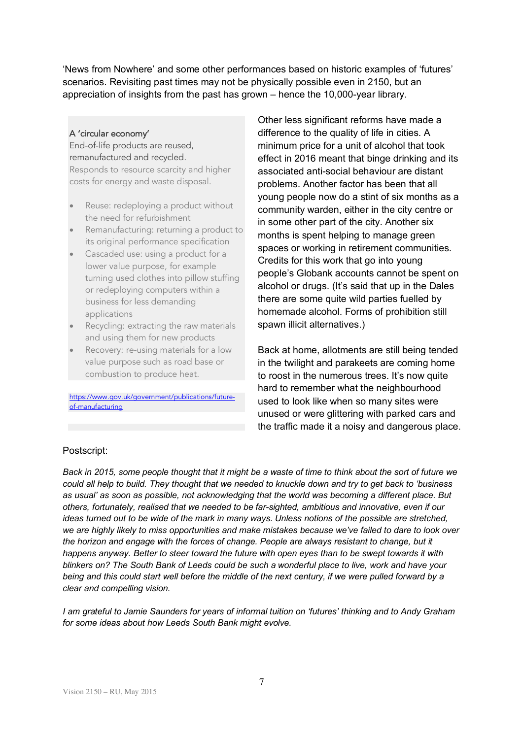'News from Nowhere' and some other performances based on historic examples of 'futures' scenarios. Revisiting past times may not be physically possible even in 2150, but an appreciation of insights from the past has grown – hence the 10,000-year library.

A 'circular economy'

End-of-life products are reused, remanufactured and recycled.

Responds to resource scarcity and higher costs for energy and waste disposal.

- Reuse: redeploying a product without the need for refurbishment
- Remanufacturing: returning a product to its original performance specification
- Cascaded use: using a product for a lower value purpose, for example turning used clothes into pillow stuffing or redeploying computers within a business for less demanding applications
- Recycling: extracting the raw materials and using them for new products
- Recovery: re-using materials for a low value purpose such as road base or combustion to produce heat.

https://www.gov.uk/government/publications/future-of-manufacturing

Other less significant reforms have made a difference to the quality of life in cities. A minimum price for a unit of alcohol that took effect in 2016 meant that binge drinking and its associated anti-social behaviour are distant problems. Another factor has been that all young people now do a stint of six months as a community warden, either in the city centre or in some other part of the city. Another six months is spent helping to manage green spaces or working in retirement communities. Credits for this work that go into young people's Globank accounts cannot be spent on alcohol or drugs. (It's said that up in the Dales there are some quite wild parties fuelled by homemade alcohol. Forms of prohibition still spawn illicit alternatives.)

Back at home, allotments are still being tended in the twilight and parakeets are coming home to roost in the numerous trees. It's now quite hard to remember what the neighbourhood used to look like when so many sites were unused or were glittering with parked cars and the traffic made it a noisy and dangerous place.

Postscript:

*Back in 2015, some people thought that it might be a waste of time to think about the sort of future we could all help to build. They thought that we needed to knuckle down and try to get back to 'business as usual' as soon as possible, not acknowledging that the world was becoming a different place. But others, fortunately, realised that we needed to be far-sighted, ambitious and innovative, even if our ideas turned out to be wide of the mark in many ways. Unless notions of the possible are stretched, we are highly likely to miss opportunities and make mistakes because we've failed to dare to look over the horizon and engage with the forces of change. People are always resistant to change, but it happens anyway. Better to steer toward the future with open eyes than to be swept towards it with blinkers on? The South Bank of Leeds could be such a wonderful place to live, work and have your being and this could start well before the middle of the next century, if we were pulled forward by a clear and compelling vision.*

*I am grateful to Jamie Saunders for years of informal tuition on 'futures' thinking and to Andy Graham for some ideas about how Leeds South Bank might evolve.*